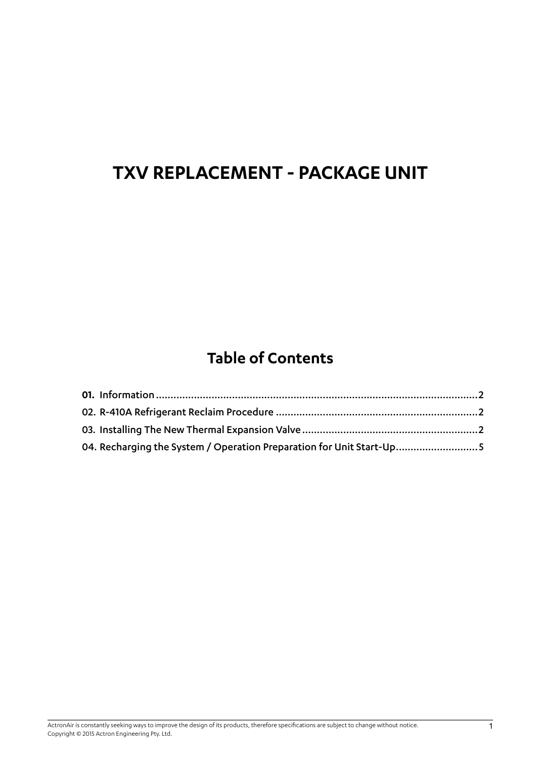# TXV REPLACEMENT - PACKAGE UNIT

## Table of Contents

**01.** Information ............................................................ 2
02. R-410A Refrigerant Reclaim Procedure ............................................................ 2
03. Installing The New Thermal Expansion Valve ............................................................ 2
04. Recharging the System / Operation Preparation for Unit Start-Up ............................................................ 5

ActronAir is constantly seeking ways to improve the design of its products, therefore specifications are subject to change without notice.
Copyright © 2015 Actron Engineering Pty. Ltd.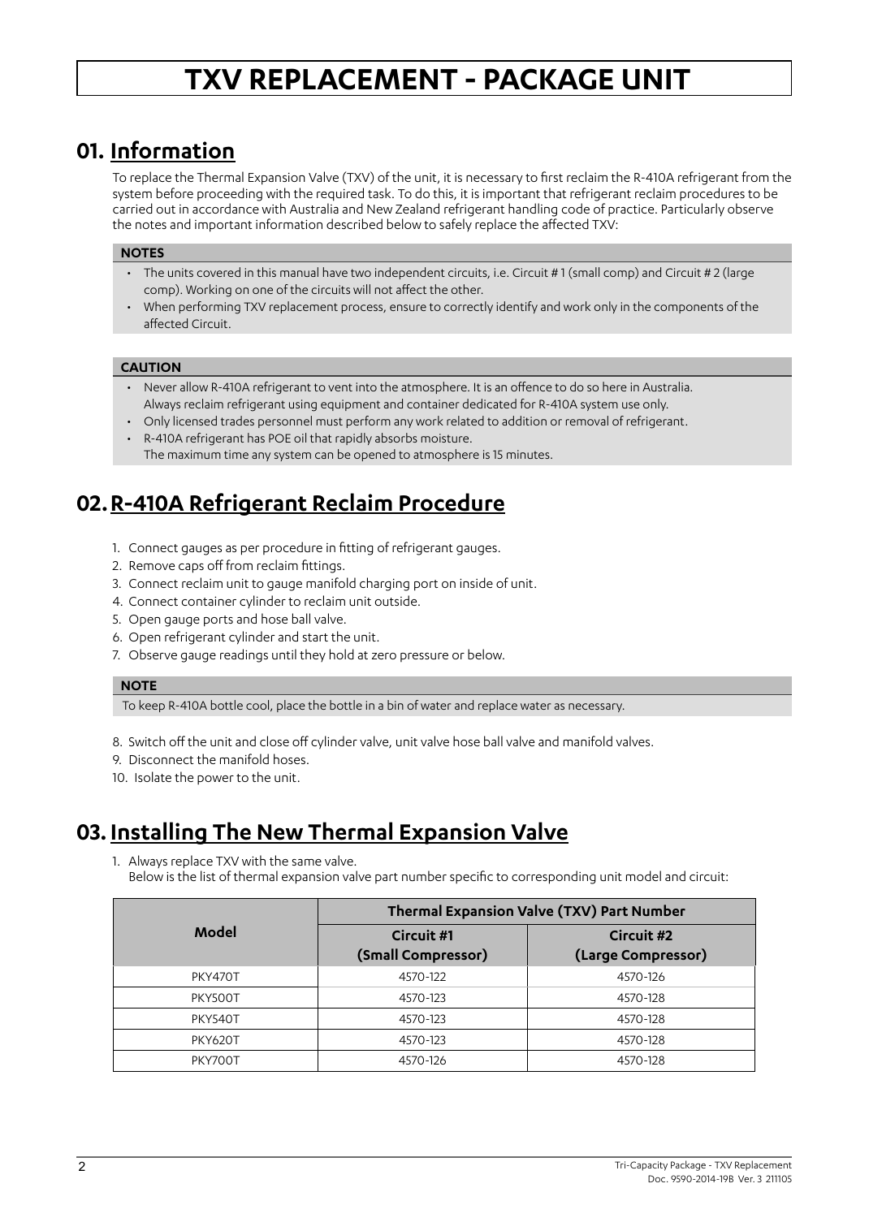# TXV REPLACEMENT - PACKAGE UNIT

## 01. Information

To replace the Thermal Expansion Valve (TXV) of the unit, it is necessary to first reclaim the R-410A refrigerant from the system before proceeding with the required task. To do this, it is important that refrigerant reclaim procedures to be carried out in accordance with Australia and New Zealand refrigerant handling code of practice. Particularly observe the notes and important information described below to safely replace the affected TXV:

**NOTES**

- The units covered in this manual have two independent circuits, i.e. Circuit # 1 (small comp) and Circuit # 2 (large comp). Working on one of the circuits will not affect the other.
- When performing TXV replacement process, ensure to correctly identify and work only in the components of the affected Circuit.

**CAUTION**

- Never allow R-410A refrigerant to vent into the atmosphere. It is an offence to do so here in Australia. Always reclaim refrigerant using equipment and container dedicated for R-410A system use only.
- Only licensed trades personnel must perform any work related to addition or removal of refrigerant.
- R-410A refrigerant has POE oil that rapidly absorbs moisture. The maximum time any system can be opened to atmosphere is 15 minutes.

## 02. R-410A Refrigerant Reclaim Procedure

1. Connect gauges as per procedure in fitting of refrigerant gauges.
2. Remove caps off from reclaim fittings.
3. Connect reclaim unit to gauge manifold charging port on inside of unit.
4. Connect container cylinder to reclaim unit outside.
5. Open gauge ports and hose ball valve.
6. Open refrigerant cylinder and start the unit.
7. Observe gauge readings until they hold at zero pressure or below.

**NOTE**

To keep R-410A bottle cool, place the bottle in a bin of water and replace water as necessary.

8. Switch off the unit and close off cylinder valve, unit valve hose ball valve and manifold valves.
9. Disconnect the manifold hoses.
10. Isolate the power to the unit.

## 03. Installing The New Thermal Expansion Valve

1. Always replace TXV with the same valve.
   Below is the list of thermal expansion valve part number specific to corresponding unit model and circuit:

| Model | Thermal Expansion Valve (TXV) Part Number | |
|---|---|---|
| | Circuit #1 (Small Compressor) | Circuit #2 (Large Compressor) |
| PKY470T | 4570-122 | 4570-126 |
| PKY500T | 4570-123 | 4570-128 |
| PKY540T | 4570-123 | 4570-128 |
| PKY620T | 4570-123 | 4570-128 |
| PKY700T | 4570-126 | 4570-128 |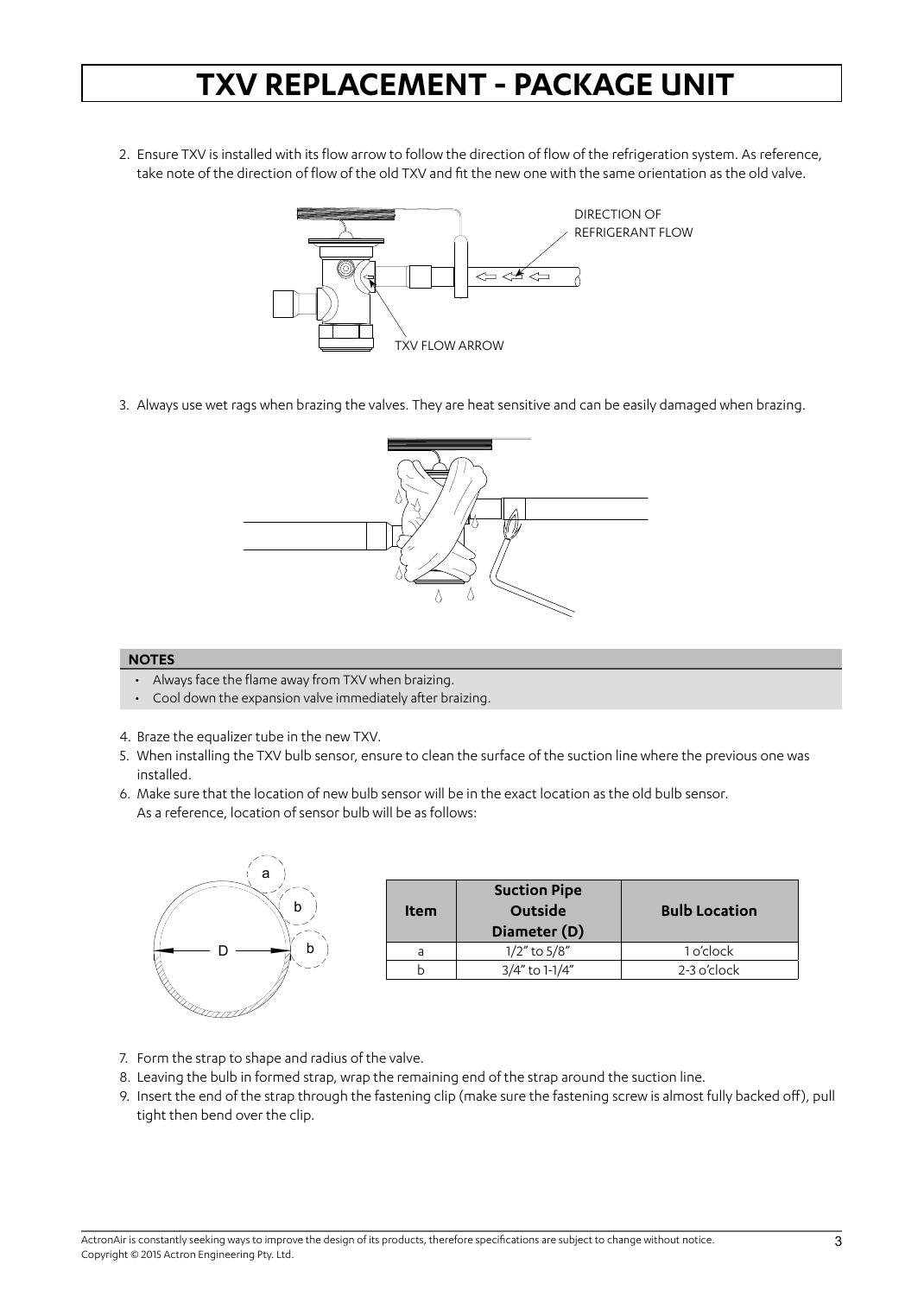# TXV REPLACEMENT - PACKAGE UNIT

2. Ensure TXV is installed with its flow arrow to follow the direction of flow of the refrigeration system. As reference, take note of the direction of flow of the old TXV and fit the new one with the same orientation as the old valve.

3. Always use wet rags when brazing the valves. They are heat sensitive and can be easily damaged when brazing.

**NOTES**

- Always face the flame away from TXV when braizing.
- Cool down the expansion valve immediately after braizing.

4. Braze the equalizer tube in the new TXV.
5. When installing the TXV bulb sensor, ensure to clean the surface of the suction line where the previous one was installed.
6. Make sure that the location of new bulb sensor will be in the exact location as the old bulb sensor.
   As a reference, location of sensor bulb will be as follows:

| Item | Suction Pipe Outside Diameter (D) | Bulb Location |
|---|---|---|
| a | 1/2" to 5/8" | 1 o'clock |
| b | 3/4" to 1-1/4" | 2-3 o'clock |

7. Form the strap to shape and radius of the valve.
8. Leaving the bulb in formed strap, wrap the remaining end of the strap around the suction line.
9. Insert the end of the strap through the fastening clip (make sure the fastening screw is almost fully backed off), pull tight then bend over the clip.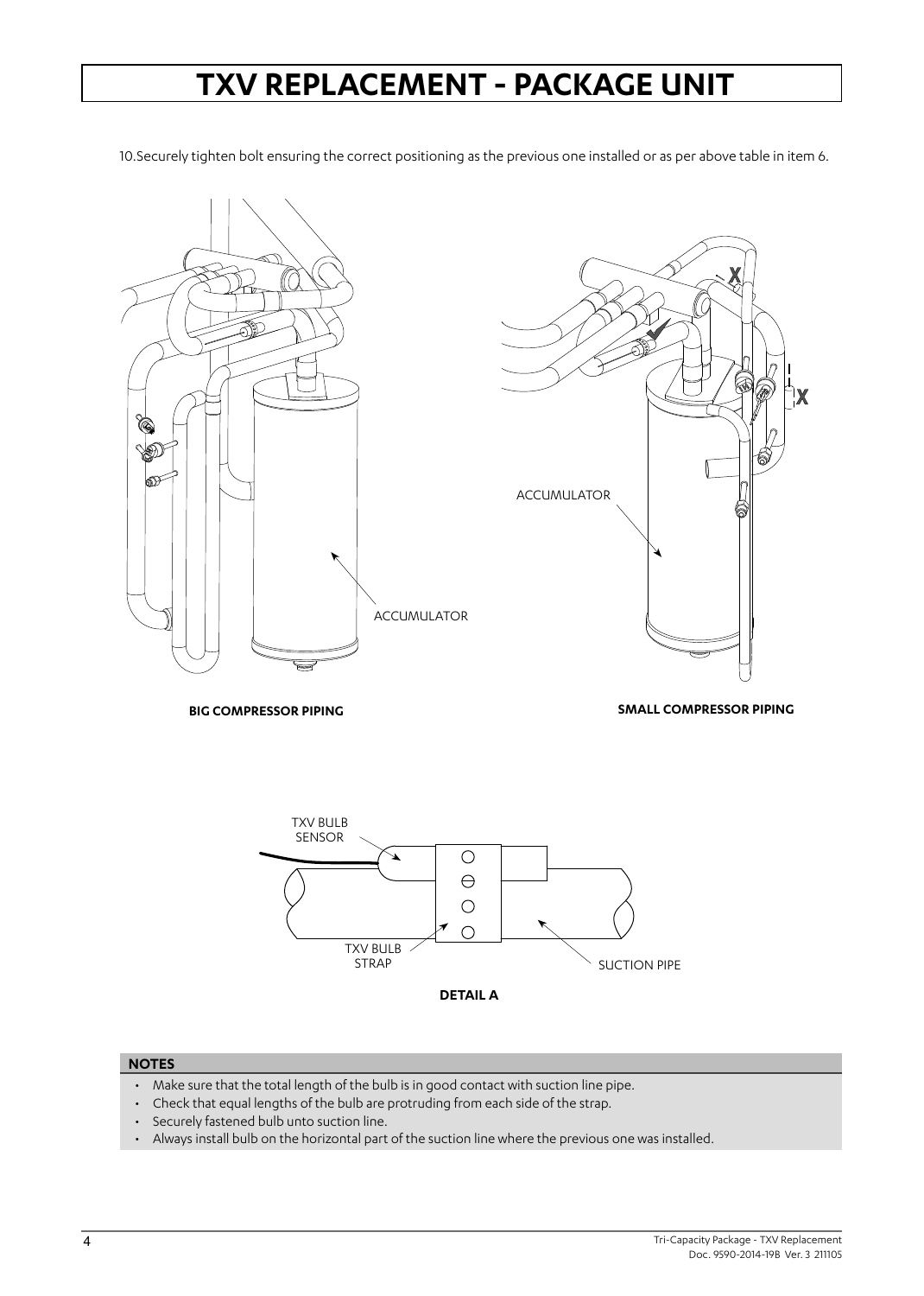# TXV REPLACEMENT - PACKAGE UNIT

10. Securely tighten bolt ensuring the correct positioning as the previous one installed or as per above table in item 6.

ACCUMULATOR

ACCUMULATOR

**BIG COMPRESSOR PIPING**

**SMALL COMPRESSOR PIPING**

TXV BULB SENSOR

TXV BULB STRAP

SUCTION PIPE

**DETAIL A**

**NOTES**

- Make sure that the total length of the bulb is in good contact with suction line pipe.
- Check that equal lengths of the bulb are protruding from each side of the strap.
- Securely fastened bulb unto suction line.
- Always install bulb on the horizontal part of the suction line where the previous one was installed.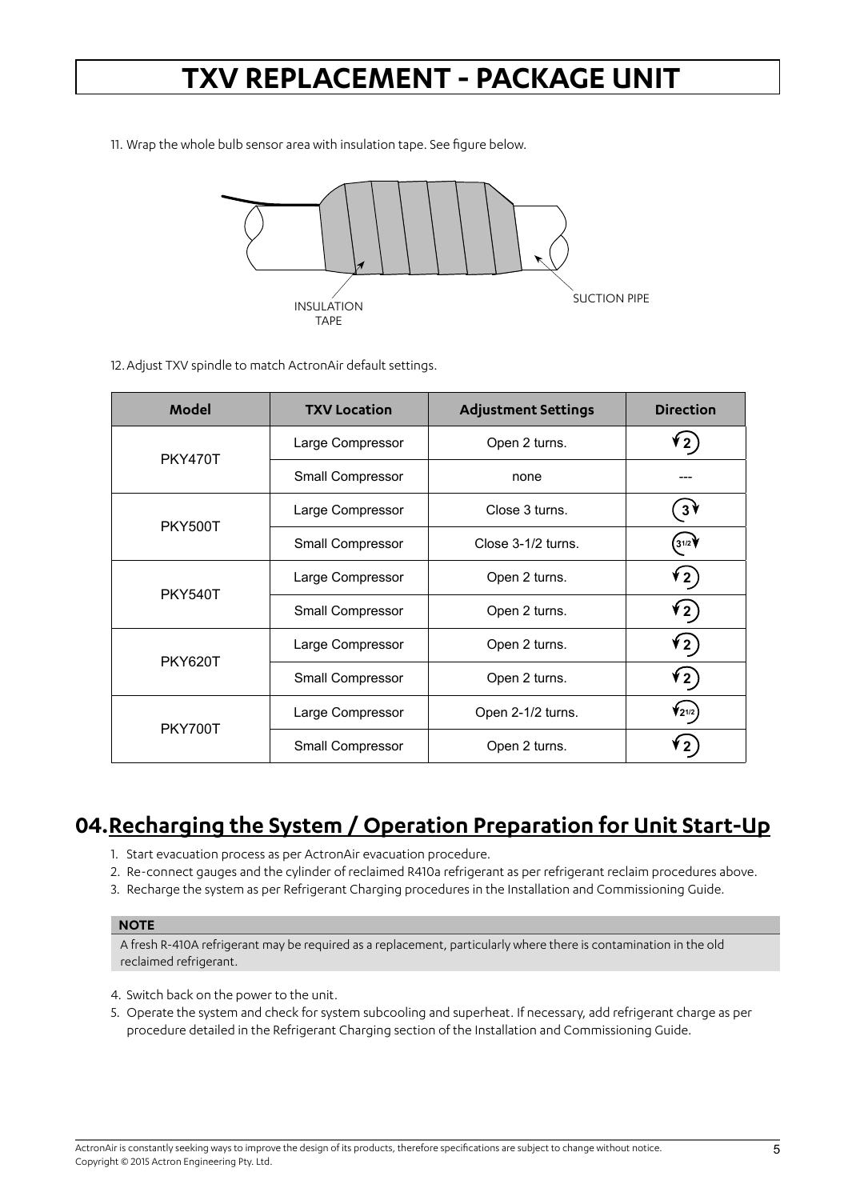# TXV REPLACEMENT - PACKAGE UNIT

11. Wrap the whole bulb sensor area with insulation tape. See figure below.

INSULATION TAPE

SUCTION PIPE

12. Adjust TXV spindle to match ActronAir default settings.

| Model | TXV Location | Adjustment Settings | Direction |
|---|---|---|---|
| PKY470T | Large Compressor | Open 2 turns. | 2 |
| | Small Compressor | none | --- |
| PKY500T | Large Compressor | Close 3 turns. | 3 |
| | Small Compressor | Close 3-1/2 turns. | 3 1/2 |
| PKY540T | Large Compressor | Open 2 turns. | 2 |
| | Small Compressor | Open 2 turns. | 2 |
| PKY620T | Large Compressor | Open 2 turns. | 2 |
| | Small Compressor | Open 2 turns. | 2 |
| PKY700T | Large Compressor | Open 2-1/2 turns. | 2 1/2 |
| | Small Compressor | Open 2 turns. | 2 |

## 04. Recharging the System / Operation Preparation for Unit Start-Up

1. Start evacuation process as per ActronAir evacuation procedure.
2. Re-connect gauges and the cylinder of reclaimed R410a refrigerant as per refrigerant reclaim procedures above.
3. Recharge the system as per Refrigerant Charging procedures in the Installation and Commissioning Guide.

**NOTE**

A fresh R-410A refrigerant may be required as a replacement, particularly where there is contamination in the old reclaimed refrigerant.

4. Switch back on the power to the unit.
5. Operate the system and check for system subcooling and superheat. If necessary, add refrigerant charge as per procedure detailed in the Refrigerant Charging section of the Installation and Commissioning Guide.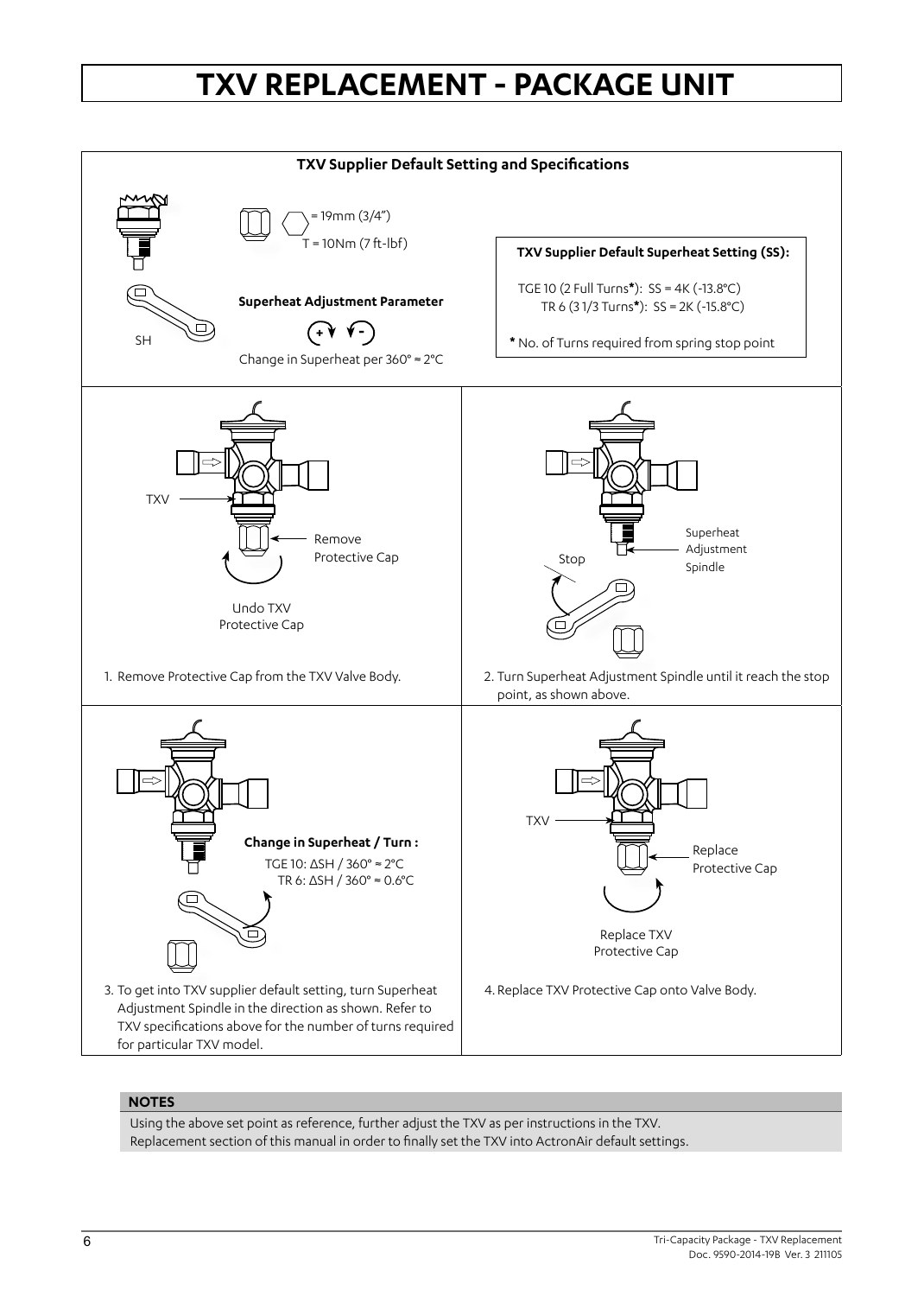# TXV REPLACEMENT - PACKAGE UNIT

## TXV Supplier Default Setting and Specifications

= 19mm (3/4")

T = 10Nm (7 ft-lbf)

SH

**Superheat Adjustment Parameter**

Change in Superheat per 360° ≈ 2°C

**TXV Supplier Default Superheat Setting (SS):**

TGE 10 (2 Full Turns*): SS = 4K (-13.8°C)

TR 6 (3 1/3 Turns*): SS = 2K (-15.8°C)

\* No. of Turns required from spring stop point

TXV

Remove Protective Cap

Undo TXV Protective Cap

1. Remove Protective Cap from the TXV Valve Body.

Superheat Adjustment Spindle

Stop

2. Turn Superheat Adjustment Spindle until it reach the stop point, as shown above.

**Change in Superheat / Turn :**

TGE 10: ΔSH / 360° ≈ 2°C

TR 6: ΔSH / 360° ≈ 0.6°C

3. To get into TXV supplier default setting, turn Superheat Adjustment Spindle in the direction as shown. Refer to TXV specifications above for the number of turns required for particular TXV model.

TXV

Replace Protective Cap

Replace TXV Protective Cap

4. Replace TXV Protective Cap onto Valve Body.

**NOTES**

Using the above set point as reference, further adjust the TXV as per instructions in the TXV. Replacement section of this manual in order to finally set the TXV into ActronAir default settings.